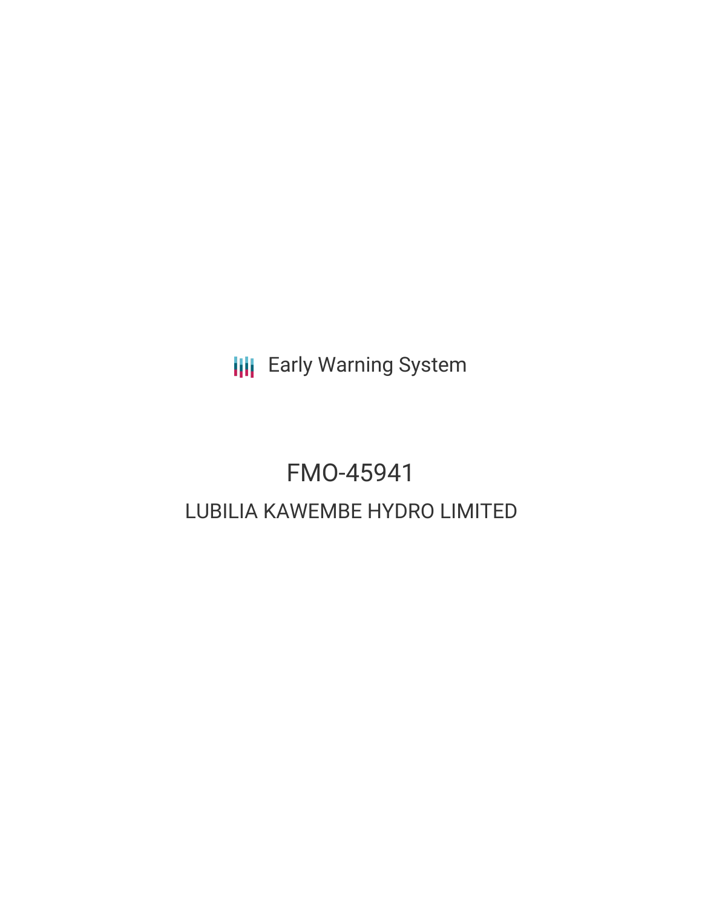Early Warning System

# FMO-45941

## LUBILIA KAWEMBE HYDRO LIMITED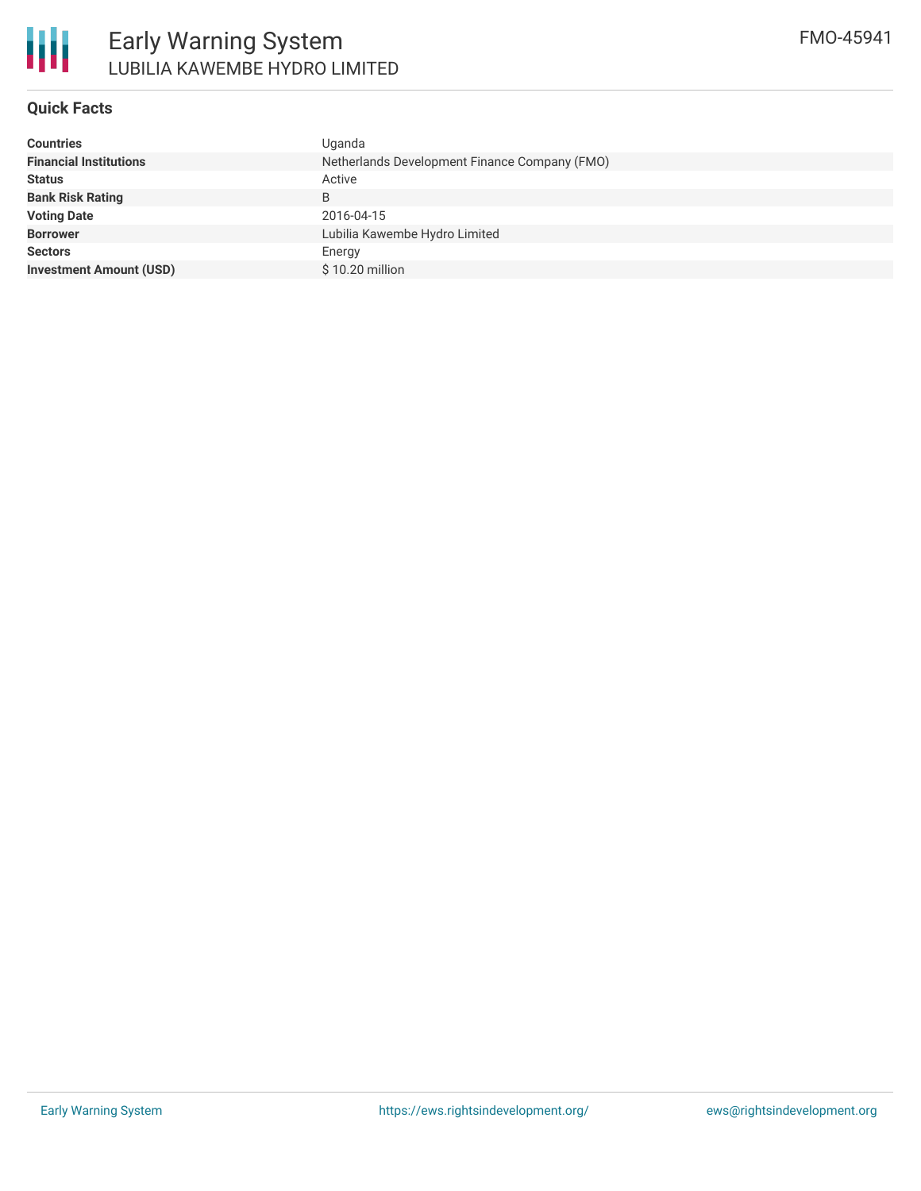# Early Warning System

## LUBILIA KAWEMBE HYDRO LIMITED

FMO-45941

### Quick Facts

| | |
|---|---|
| **Countries** | Uganda |
| **Financial Institutions** | Netherlands Development Finance Company (FMO) |
| **Status** | Active |
| **Bank Risk Rating** | B |
| **Voting Date** | 2016-04-15 |
| **Borrower** | Lubilia Kawembe Hydro Limited |
| **Sectors** | Energy |
| **Investment Amount (USD)** | $ 10.20 million |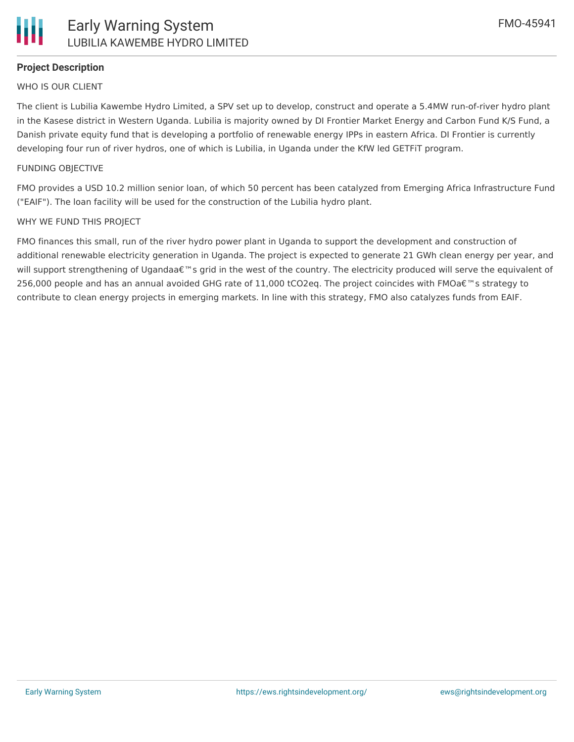## Project Description

WHO IS OUR CLIENT

The client is Lubilia Kawembe Hydro Limited, a SPV set up to develop, construct and operate a 5.4MW run-of-river hydro plant in the Kasese district in Western Uganda. Lubilia is majority owned by DI Frontier Market Energy and Carbon Fund K/S Fund, a Danish private equity fund that is developing a portfolio of renewable energy IPPs in eastern Africa. DI Frontier is currently developing four run of river hydros, one of which is Lubilia, in Uganda under the KfW led GETFiT program.

FUNDING OBJECTIVE

FMO provides a USD 10.2 million senior loan, of which 50 percent has been catalyzed from Emerging Africa Infrastructure Fund ("EAIF"). The loan facility will be used for the construction of the Lubilia hydro plant.

WHY WE FUND THIS PROJECT

FMO finances this small, run of the river hydro power plant in Uganda to support the development and construction of additional renewable electricity generation in Uganda. The project is expected to generate 21 GWh clean energy per year, and will support strengthening of Ugandaâ€™s grid in the west of the country. The electricity produced will serve the equivalent of 256,000 people and has an annual avoided GHG rate of 11,000 tCO2eq. The project coincides with FMOâ€™s strategy to contribute to clean energy projects in emerging markets. In line with this strategy, FMO also catalyzes funds from EAIF.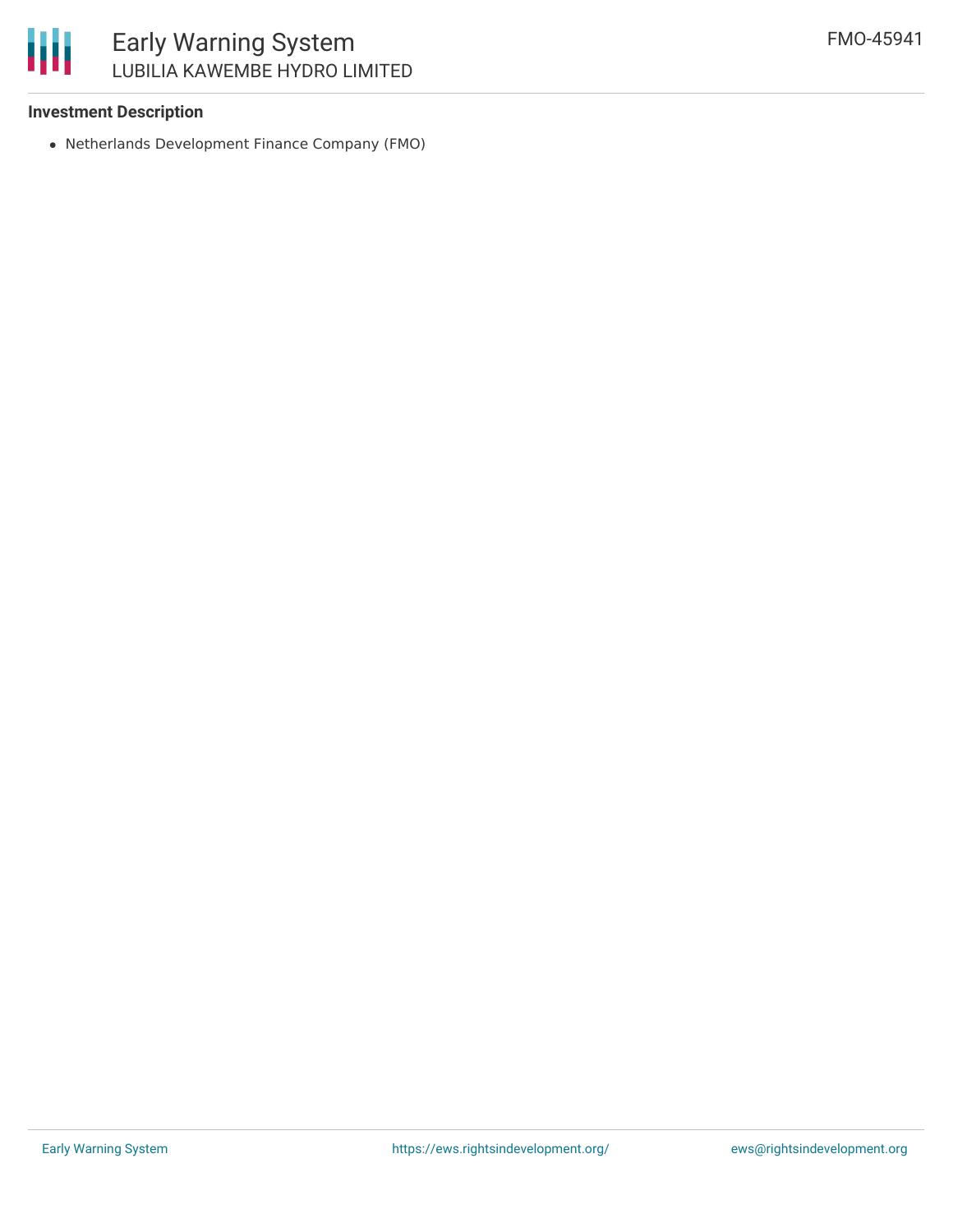### Investment Description

- Netherlands Development Finance Company (FMO)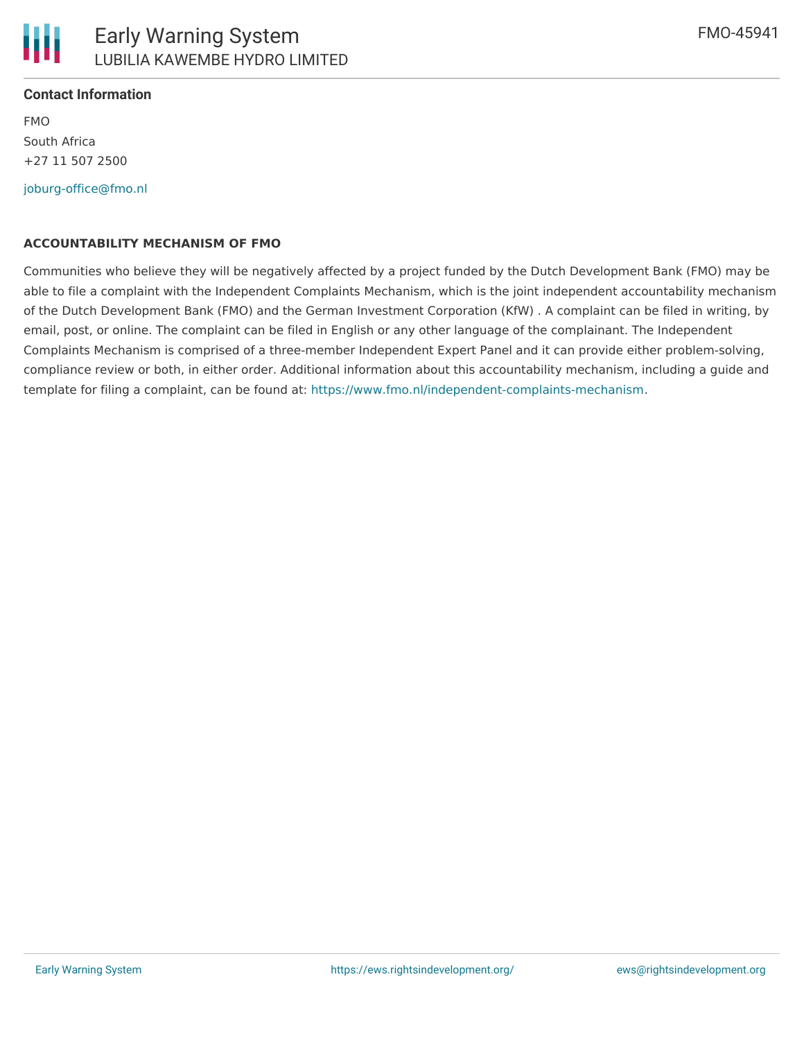## Contact Information

FMO
South Africa
+27 11 507 2500

joburg-office@fmo.nl

**ACCOUNTABILITY MECHANISM OF FMO**

Communities who believe they will be negatively affected by a project funded by the Dutch Development Bank (FMO) may be able to file a complaint with the Independent Complaints Mechanism, which is the joint independent accountability mechanism of the Dutch Development Bank (FMO) and the German Investment Corporation (KfW) . A complaint can be filed in writing, by email, post, or online. The complaint can be filed in English or any other language of the complainant. The Independent Complaints Mechanism is comprised of a three-member Independent Expert Panel and it can provide either problem-solving, compliance review or both, in either order. Additional information about this accountability mechanism, including a guide and template for filing a complaint, can be found at: https://www.fmo.nl/independent-complaints-mechanism.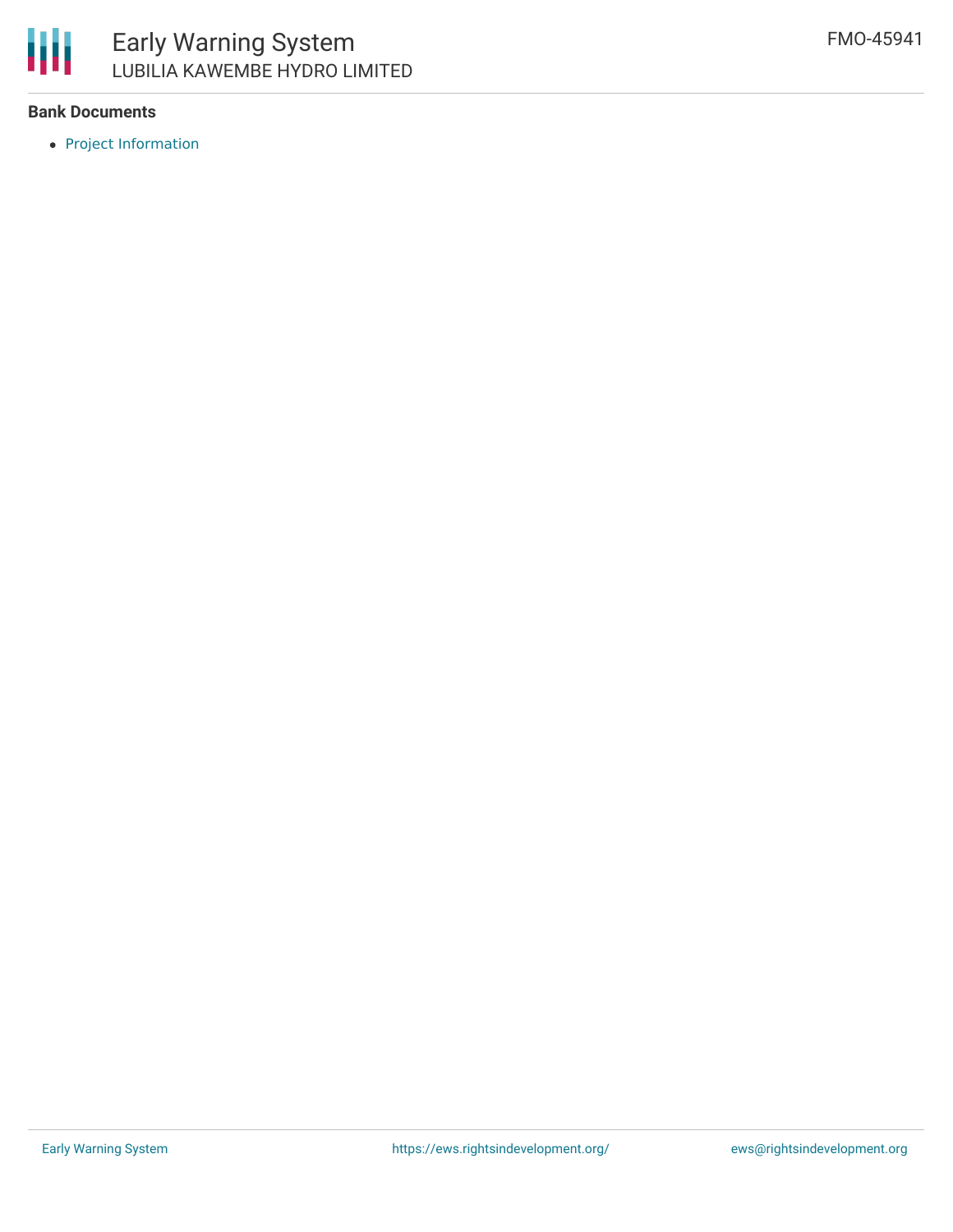**Bank Documents**

- Project Information